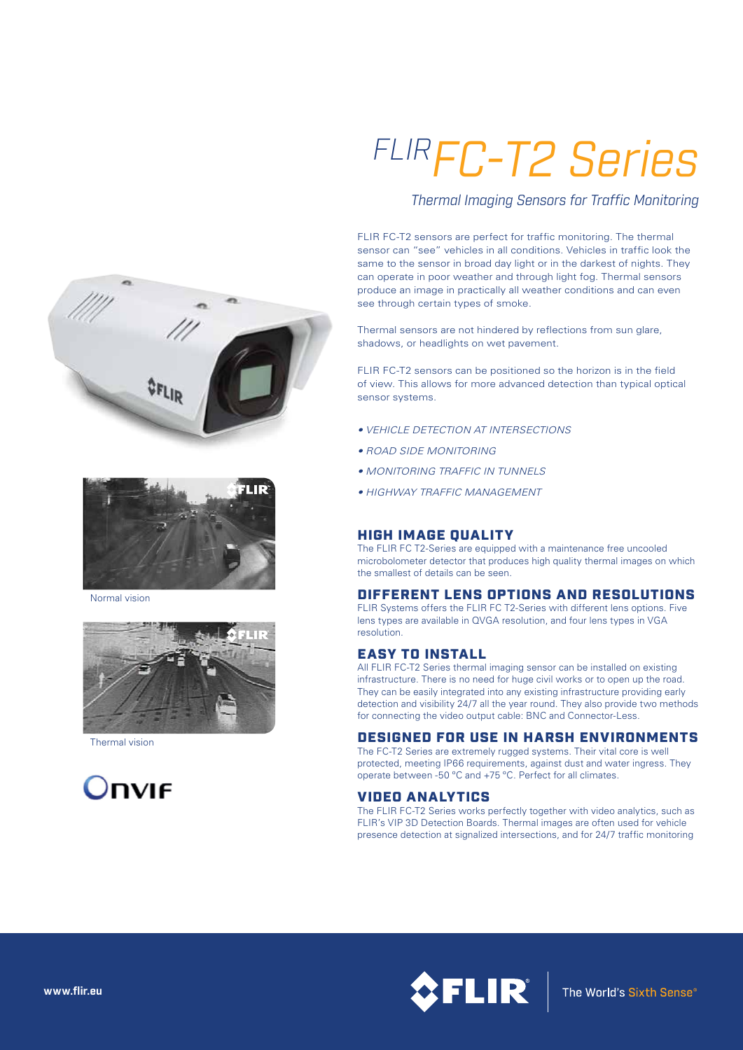# FLIR FC-T2 Series

*Thermal Imaging Sensors for Traffic Monitoring*

FLIR FC-T2 sensors are perfect for traffic monitoring. The thermal sensor can "see" vehicles in all conditions. Vehicles in traffic look the same to the sensor in broad day light or in the darkest of nights. They can operate in poor weather and through light fog. Thermal sensors produce an image in practically all weather conditions and can even see through certain types of smoke.

Thermal sensors are not hindered by reflections from sun glare, shadows, or headlights on wet pavement.

FLIR FC-T2 sensors can be positioned so the horizon is in the field of view. This allows for more advanced detection than typical optical sensor systems.

- *VEHICLE DETECTION AT INTERSECTIONS*
- *ROAD SIDE MONITORING*
- *MONITORING TRAFFIC IN TUNNELS*
- *HIGHWAY TRAFFIC MANAGEMENT*

Normal vision

Thermal vision

## HIGH IMAGE QUALITY

The FLIR FC T2-Series are equipped with a maintenance free uncooled microbolometer detector that produces high quality thermal images on which the smallest of details can be seen.

## DIFFERENT LENS OPTIONS AND RESOLUTIONS

FLIR Systems offers the FLIR FC T2-Series with different lens options. Five lens types are available in QVGA resolution, and four lens types in VGA resolution.

## EASY TO INSTALL

All FLIR FC-T2 Series thermal imaging sensor can be installed on existing infrastructure. There is no need for huge civil works or to open up the road. They can be easily integrated into any existing infrastructure providing early detection and visibility 24/7 all the year round. They also provide two methods for connecting the video output cable: BNC and Connector-Less.

## DESIGNED FOR USE IN HARSH ENVIRONMENTS

The FC-T2 Series are extremely rugged systems. Their vital core is well protected, meeting IP66 requirements, against dust and water ingress. They operate between -50 °C and +75 °C. Perfect for all climates.

## VIDEO ANALYTICS

The FLIR FC-T2 Series works perfectly together with video analytics, such as FLIR's VIP 3D Detection Boards. Thermal images are often used for vehicle presence detection at signalized intersections, and for 24/7 traffic monitoring

www.flir.eu

The World's Sixth Sense®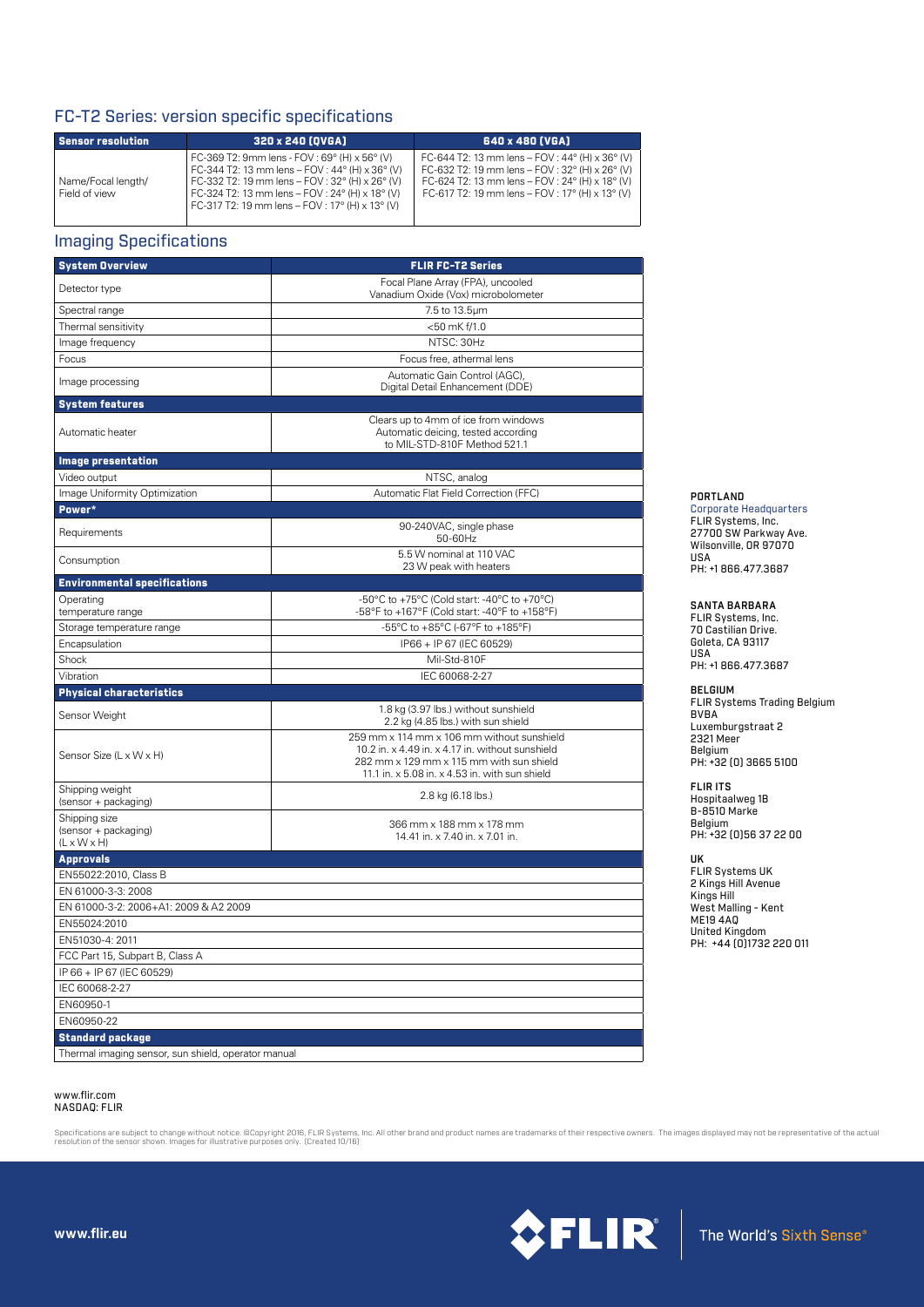## FC-T2 Series: version specific specifications

| Sensor resolution | 320 x 240 (QVGA) | 640 x 480 (VGA) |
|---|---|---|
| Name/Focal length/ Field of view | FC-369 T2: 9mm lens - FOV : 69° (H) x 56° (V)<br>FC-344 T2: 13 mm lens – FOV : 44° (H) x 36° (V)<br>FC-332 T2: 19 mm lens – FOV : 32° (H) x 26° (V)<br>FC-324 T2: 13 mm lens – FOV : 24° (H) x 18° (V)<br>FC-317 T2: 19 mm lens – FOV : 17° (H) x 13° (V) | FC-644 T2: 13 mm lens – FOV : 44° (H) x 36° (V)<br>FC-632 T2: 19 mm lens – FOV : 32° (H) x 26° (V)<br>FC-624 T2: 13 mm lens – FOV : 24° (H) x 18° (V)<br>FC-617 T2: 19 mm lens – FOV : 17° (H) x 13° (V) |

## Imaging Specifications

| System Overview | FLIR FC-T2 Series |
|---|---|
| Detector type | Focal Plane Array (FPA), uncooled Vanadium Oxide (Vox) microbolometer |
| Spectral range | 7.5 to 13.5µm |
| Thermal sensitivity | <50 mK f/1.0 |
| Image frequency | NTSC: 30Hz |
| Focus | Focus free, athermal lens |
| Image processing | Automatic Gain Control (AGC), Digital Detail Enhancement (DDE) |
| **System features** | |
| Automatic heater | Clears up to 4mm of ice from windows Automatic deicing, tested according to MIL-STD-810F Method 521.1 |
| **Image presentation** | |
| Video output | NTSC, analog |
| Image Uniformity Optimization | Automatic Flat Field Correction (FFC) |
| **Power*** | |
| Requirements | 90-240VAC, single phase 50-60Hz |
| Consumption | 5.5 W nominal at 110 VAC<br>23 W peak with heaters |
| **Environmental specifications** | |
| Operating temperature range | -50°C to +75°C (Cold start: -40°C to +70°C)<br>-58°F to +167°F (Cold start: -40°F to +158°F) |
| Storage temperature range | -55°C to +85°C (-67°F to +185°F) |
| Encapsulation | IP66 + IP 67 (IEC 60529) |
| Shock | Mil-Std-810F |
| Vibration | IEC 60068-2-27 |
| **Physical characteristics** | |
| Sensor Weight | 1.8 kg (3.97 lbs.) without sunshield<br>2.2 kg (4.85 lbs.) with sun shield |
| Sensor Size (L x W x H) | 259 mm x 114 mm x 106 mm without sunshield<br>10.2 in. x 4.49 in. x 4.17 in. without sunshield<br>282 mm x 129 mm x 115 mm with sun shield<br>11.1 in. x 5.08 in. x 4.53 in. with sun shield |
| Shipping weight (sensor + packaging) | 2.8 kg (6.18 lbs.) |
| Shipping size (sensor + packaging) (L x W x H) | 366 mm x 188 mm x 178 mm<br>14.41 in. x 7.40 in. x 7.01 in. |
| **Approvals** | |
| EN55022:2010, Class B | |
| EN 61000-3-3: 2008 | |
| EN 61000-3-2: 2006+A1: 2009 & A2 2009 | |
| EN55024:2010 | |
| EN51030-4: 2011 | |
| FCC Part 15, Subpart B, Class A | |
| IP 66 + IP 67 (IEC 60529) | |
| IEC 60068-2-27 | |
| EN60950-1 | |
| EN60950-22 | |
| **Standard package** | |
| Thermal imaging sensor, sun shield, operator manual | |

**PORTLAND**
Corporate Headquarters
FLIR Systems, Inc.
27700 SW Parkway Ave.
Wilsonville, OR 97070
USA
PH: +1 866.477.3687

**SANTA BARBARA**
FLIR Systems, Inc.
70 Castilian Drive.
Goleta, CA 93117
USA
PH: +1 866.477.3687

**BELGIUM**
FLIR Systems Trading Belgium BVBA
Luxemburgstraat 2
2321 Meer
Belgium
PH: +32 (0) 3665 5100

**FLIR ITS**
Hospitaalweg 1B
B-8510 Marke
Belgium
PH: +32 (0)56 37 22 00

**UK**
FLIR Systems UK
2 Kings Hill Avenue
Kings Hill
West Malling - Kent
ME19 4AQ
United Kingdom
PH: +44 (0)1732 220 011

www.flir.com
NASDAQ: FLIR

Specifications are subject to change without notice. ©Copyright 2016, FLIR Systems, Inc. All other brand and product names are trademarks of their respective owners. The images displayed may not be representative of the actual resolution of the sensor shown. Images for illustrative purposes only. (Created 10/16)

www.flir.eu

FLIR® The World's Sixth Sense®